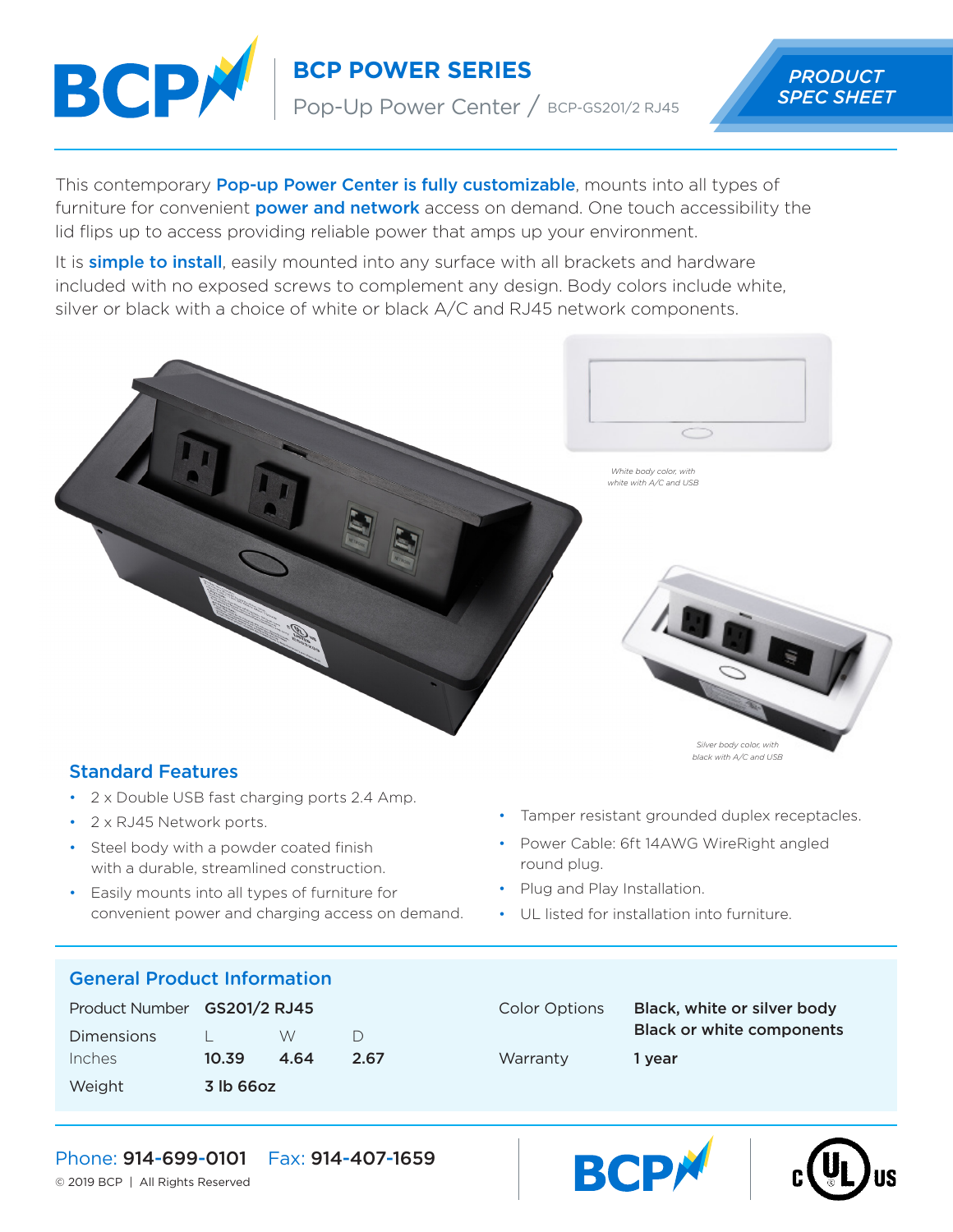# BCP POWER SERIES

Pop-Up Power Center / BCP-GS201/2 RJ45

*PRODUCT SPEC SHEET*

This contemporary **Pop-up Power Center is fully customizable**, mounts into all types of furniture for convenient **power and network** access on demand. One touch accessibility the lid flips up to access providing reliable power that amps up your environment.

It is **simple to install**, easily mounted into any surface with all brackets and hardware included with no exposed screws to complement any design. Body colors include white, silver or black with a choice of white or black A/C and RJ45 network components.

*White body color, with white with A/C and USB*

*Silver body color, with black with A/C and USB*

## Standard Features

- 2 x Double USB fast charging ports 2.4 Amp.
- 2 x RJ45 Network ports.
- Steel body with a powder coated finish with a durable, streamlined construction.
- Easily mounts into all types of furniture for convenient power and charging access on demand.
- Tamper resistant grounded duplex receptacles.
- Power Cable: 6ft 14AWG WireRight angled round plug.
- Plug and Play Installation.
- UL listed for installation into furniture.

## General Product Information

| | | | |
|---|---|---|---|
| Product Number | **GS201/2 RJ45** | | |
| Dimensions | L | W | D |
| Inches | **10.39** | **4.64** | **2.67** |
| Weight | **3 lb 66oz** | | |

| | |
|---|---|
| Color Options | **Black, white or silver body**<br>**Black or white components** |
| Warranty | **1 year** |

Phone: **914-699-0101** Fax: **914-407-1659**

© 2019 BCP | All Rights Reserved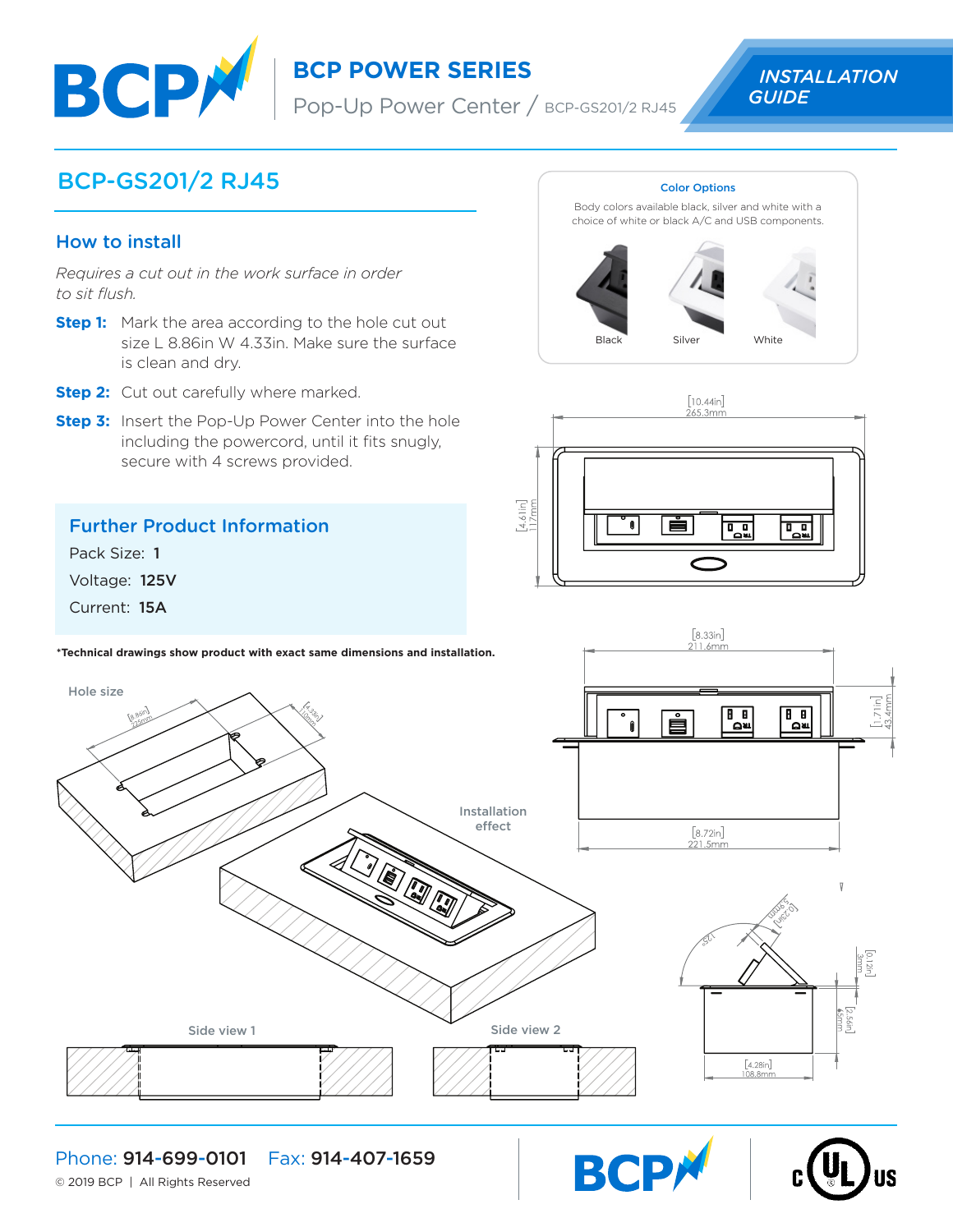# BCP POWER SERIES

Pop-Up Power Center / BCP-GS201/2 RJ45

INSTALLATION GUIDE

## BCP-GS201/2 RJ45

### How to install

*Requires a cut out in the work surface in order to sit flush.*

**Step 1:** Mark the area according to the hole cut out size L 8.86in W 4.33in. Make sure the surface is clean and dry.

**Step 2:** Cut out carefully where marked.

**Step 3:** Insert the Pop-Up Power Center into the hole including the powercord, until it fits snugly, secure with 4 screws provided.

### Further Product Information

Pack Size: **1**

Voltage: **125V**

Current: **15A**

**Color Options**

Body colors available black, silver and white with a choice of white or black A/C and USB components.

Black

Silver

White

[10.44in]
265.3mm

[4.61in]
117mm

[8.33in]
211.6mm

[1.71in]
43.4mm

[8.72in]
221.5mm

**\*Technical drawings show product with exact same dimensions and installation.**

Hole size

[8.86in]
225mm

[4.33in]
110mm

Installation effect

[0.22in]
5.5mm

125°

[0.12in]
3mm

[2.56in]
65mm

[4.28in]
108.8mm

Side view 1

Side view 2

Phone: **914-699-0101** Fax: **914-407-1659**

© 2019 BCP | All Rights Reserved